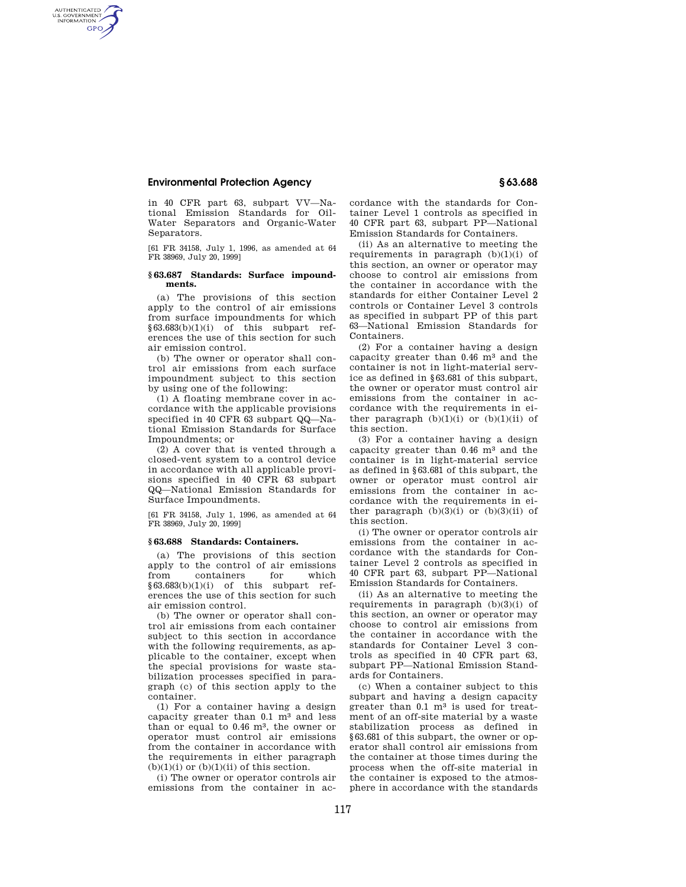in 40 CFR part 63, subpart VV—National Emission Standards for Oil-Water Separators and Organic-Water Separators.

[61 FR 34158, July 1, 1996, as amended at 64 FR 38969, July 20, 1999]

## § 63.687 Standards: Surface impoundments.

(a) The provisions of this section apply to the control of air emissions from surface impoundments for which §63.683(b)(1)(i) of this subpart references the use of this section for such air emission control.

(b) The owner or operator shall control air emissions from each surface impoundment subject to this section by using one of the following:

(1) A floating membrane cover in accordance with the applicable provisions specified in 40 CFR 63 subpart QQ—National Emission Standards for Surface Impoundments; or

(2) A cover that is vented through a closed-vent system to a control device in accordance with all applicable provisions specified in 40 CFR 63 subpart QQ—National Emission Standards for Surface Impoundments.

[61 FR 34158, July 1, 1996, as amended at 64 FR 38969, July 20, 1999]

## § 63.688 Standards: Containers.

(a) The provisions of this section apply to the control of air emissions from containers for which §63.683(b)(1)(i) of this subpart references the use of this section for such air emission control.

(b) The owner or operator shall control air emissions from each container subject to this section in accordance with the following requirements, as applicable to the container, except when the special provisions for waste stabilization processes specified in paragraph (c) of this section apply to the container.

(1) For a container having a design capacity greater than 0.1 $m^3$ and less than or equal to 0.46 $m^3$, the owner or operator must control air emissions from the container in accordance with the requirements in either paragraph (b)(1)(i) or (b)(1)(ii) of this section.

(i) The owner or operator controls air emissions from the container in accordance with the standards for Container Level 1 controls as specified in 40 CFR part 63, subpart PP—National Emission Standards for Containers.

(ii) As an alternative to meeting the requirements in paragraph (b)(1)(i) of this section, an owner or operator may choose to control air emissions from the container in accordance with the standards for either Container Level 2 controls or Container Level 3 controls as specified in subpart PP of this part 63—National Emission Standards for Containers.

(2) For a container having a design capacity greater than 0.46 $m^3$ and the container is not in light-material service as defined in §63.681 of this subpart, the owner or operator must control air emissions from the container in accordance with the requirements in either paragraph (b)(1)(i) or (b)(1)(ii) of this section.

(3) For a container having a design capacity greater than 0.46 $m^3$ and the container is in light-material service as defined in §63.681 of this subpart, the owner or operator must control air emissions from the container in accordance with the requirements in either paragraph (b)(3)(i) or (b)(3)(ii) of this section.

(i) The owner or operator controls air emissions from the container in accordance with the standards for Container Level 2 controls as specified in 40 CFR part 63, subpart PP—National Emission Standards for Containers.

(ii) As an alternative to meeting the requirements in paragraph (b)(3)(i) of this section, an owner or operator may choose to control air emissions from the container in accordance with the standards for Container Level 3 controls as specified in 40 CFR part 63, subpart PP—National Emission Standards for Containers.

(c) When a container subject to this subpart and having a design capacity greater than 0.1 $m^3$ is used for treatment of an off-site material by a waste stabilization process as defined in §63.681 of this subpart, the owner or operator shall control air emissions from the container at those times during the process when the off-site material in the container is exposed to the atmosphere in accordance with the standards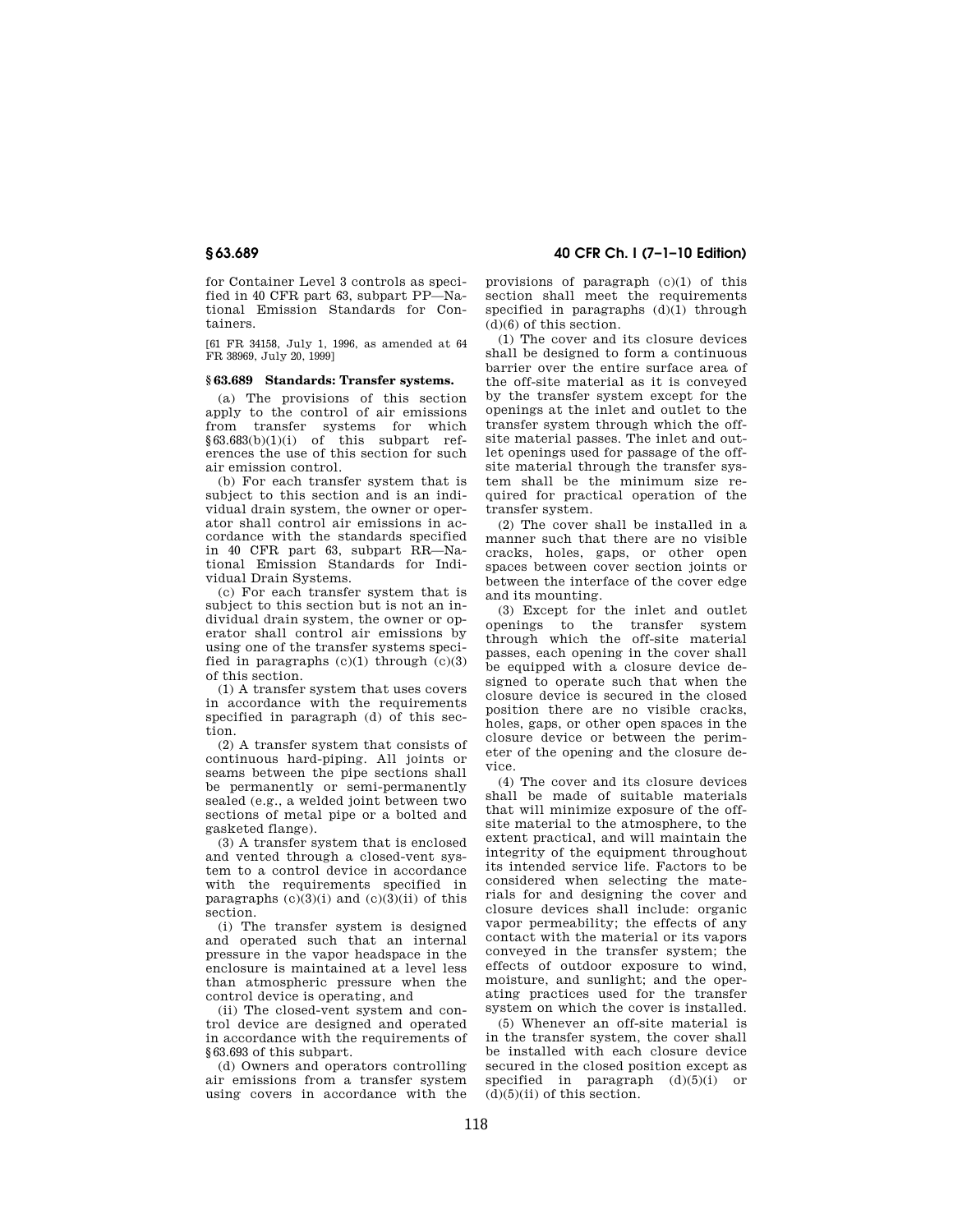for Container Level 3 controls as specified in 40 CFR part 63, subpart PP—National Emission Standards for Containers.

[61 FR 34158, July 1, 1996, as amended at 64 FR 38969, July 20, 1999]

## § 63.689 Standards: Transfer systems.

(a) The provisions of this section apply to the control of air emissions from transfer systems for which §63.683(b)(1)(i) of this subpart references the use of this section for such air emission control.

(b) For each transfer system that is subject to this section and is an individual drain system, the owner or operator shall control air emissions in accordance with the standards specified in 40 CFR part 63, subpart RR—National Emission Standards for Individual Drain Systems.

(c) For each transfer system that is subject to this section but is not an individual drain system, the owner or operator shall control air emissions by using one of the transfer systems specified in paragraphs (c)(1) through (c)(3) of this section.

(1) A transfer system that uses covers in accordance with the requirements specified in paragraph (d) of this section.

(2) A transfer system that consists of continuous hard-piping. All joints or seams between the pipe sections shall be permanently or semi-permanently sealed (e.g., a welded joint between two sections of metal pipe or a bolted and gasketed flange).

(3) A transfer system that is enclosed and vented through a closed-vent system to a control device in accordance with the requirements specified in paragraphs (c)(3)(i) and (c)(3)(ii) of this section.

(i) The transfer system is designed and operated such that an internal pressure in the vapor headspace in the enclosure is maintained at a level less than atmospheric pressure when the control device is operating, and

(ii) The closed-vent system and control device are designed and operated in accordance with the requirements of §63.693 of this subpart.

(d) Owners and operators controlling air emissions from a transfer system using covers in accordance with the provisions of paragraph (c)(1) of this section shall meet the requirements specified in paragraphs (d)(1) through (d)(6) of this section.

(1) The cover and its closure devices shall be designed to form a continuous barrier over the entire surface area of the off-site material as it is conveyed by the transfer system except for the openings at the inlet and outlet to the transfer system through which the off-site material passes. The inlet and outlet openings used for passage of the off-site material through the transfer system shall be the minimum size required for practical operation of the transfer system.

(2) The cover shall be installed in a manner such that there are no visible cracks, holes, gaps, or other open spaces between cover section joints or between the interface of the cover edge and its mounting.

(3) Except for the inlet and outlet openings to the transfer system through which the off-site material passes, each opening in the cover shall be equipped with a closure device designed to operate such that when the closure device is secured in the closed position there are no visible cracks, holes, gaps, or other open spaces in the closure device or between the perimeter of the opening and the closure device.

(4) The cover and its closure devices shall be made of suitable materials that will minimize exposure of the off-site material to the atmosphere, to the extent practical, and will maintain the integrity of the equipment throughout its intended service life. Factors to be considered when selecting the materials for and designing the cover and closure devices shall include: organic vapor permeability; the effects of any contact with the material or its vapors conveyed in the transfer system; the effects of outdoor exposure to wind, moisture, and sunlight; and the operating practices used for the transfer system on which the cover is installed.

(5) Whenever an off-site material is in the transfer system, the cover shall be installed with each closure device secured in the closed position except as specified in paragraph (d)(5)(i) or (d)(5)(ii) of this section.